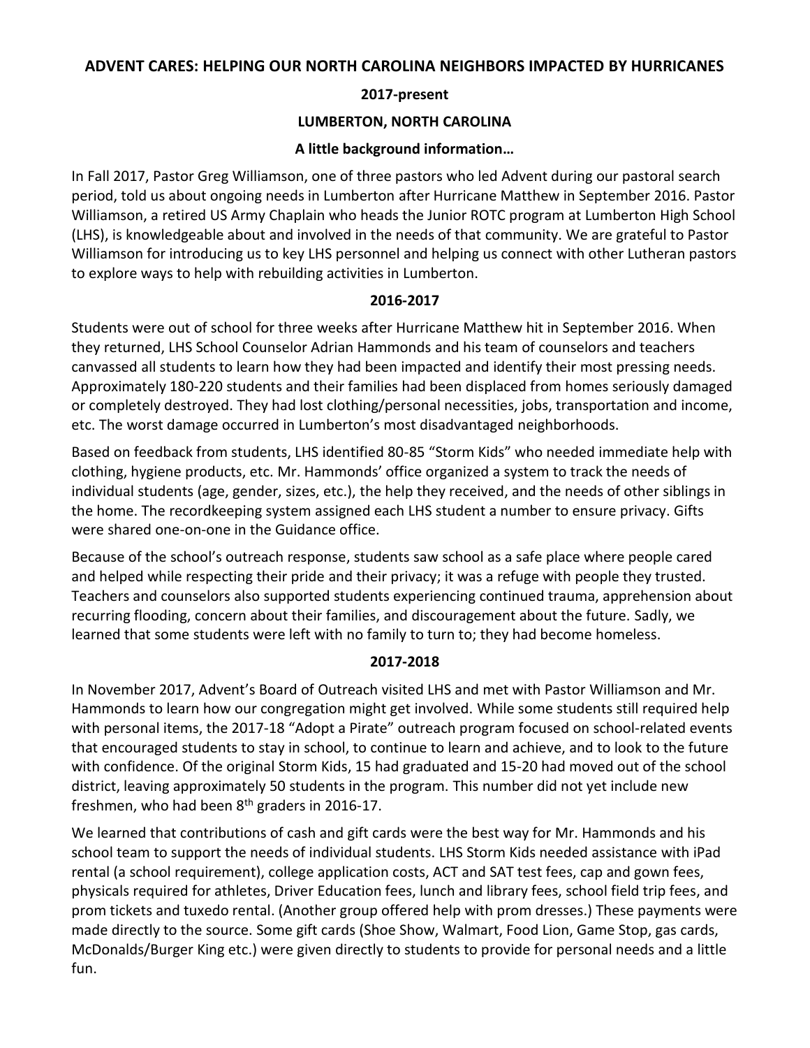# ADVENT CARES: HELPING OUR NORTH CAROLINA NEIGHBORS IMPACTED BY HURRICANES

**2017-present**

**LUMBERTON, NORTH CAROLINA**

**A little background information…**

In Fall 2017, Pastor Greg Williamson, one of three pastors who led Advent during our pastoral search period, told us about ongoing needs in Lumberton after Hurricane Matthew in September 2016. Pastor Williamson, a retired US Army Chaplain who heads the Junior ROTC program at Lumberton High School (LHS), is knowledgeable about and involved in the needs of that community. We are grateful to Pastor Williamson for introducing us to key LHS personnel and helping us connect with other Lutheran pastors to explore ways to help with rebuilding activities in Lumberton.

**2016-2017**

Students were out of school for three weeks after Hurricane Matthew hit in September 2016. When they returned, LHS School Counselor Adrian Hammonds and his team of counselors and teachers canvassed all students to learn how they had been impacted and identify their most pressing needs. Approximately 180-220 students and their families had been displaced from homes seriously damaged or completely destroyed. They had lost clothing/personal necessities, jobs, transportation and income, etc. The worst damage occurred in Lumberton's most disadvantaged neighborhoods.

Based on feedback from students, LHS identified 80-85 "Storm Kids" who needed immediate help with clothing, hygiene products, etc. Mr. Hammonds' office organized a system to track the needs of individual students (age, gender, sizes, etc.), the help they received, and the needs of other siblings in the home. The recordkeeping system assigned each LHS student a number to ensure privacy. Gifts were shared one-on-one in the Guidance office.

Because of the school's outreach response, students saw school as a safe place where people cared and helped while respecting their pride and their privacy; it was a refuge with people they trusted. Teachers and counselors also supported students experiencing continued trauma, apprehension about recurring flooding, concern about their families, and discouragement about the future. Sadly, we learned that some students were left with no family to turn to; they had become homeless.

**2017-2018**

In November 2017, Advent's Board of Outreach visited LHS and met with Pastor Williamson and Mr. Hammonds to learn how our congregation might get involved. While some students still required help with personal items, the 2017-18 "Adopt a Pirate" outreach program focused on school-related events that encouraged students to stay in school, to continue to learn and achieve, and to look to the future with confidence. Of the original Storm Kids, 15 had graduated and 15-20 had moved out of the school district, leaving approximately 50 students in the program. This number did not yet include new freshmen, who had been 8th graders in 2016-17.

We learned that contributions of cash and gift cards were the best way for Mr. Hammonds and his school team to support the needs of individual students. LHS Storm Kids needed assistance with iPad rental (a school requirement), college application costs, ACT and SAT test fees, cap and gown fees, physicals required for athletes, Driver Education fees, lunch and library fees, school field trip fees, and prom tickets and tuxedo rental. (Another group offered help with prom dresses.) These payments were made directly to the source. Some gift cards (Shoe Show, Walmart, Food Lion, Game Stop, gas cards, McDonalds/Burger King etc.) were given directly to students to provide for personal needs and a little fun.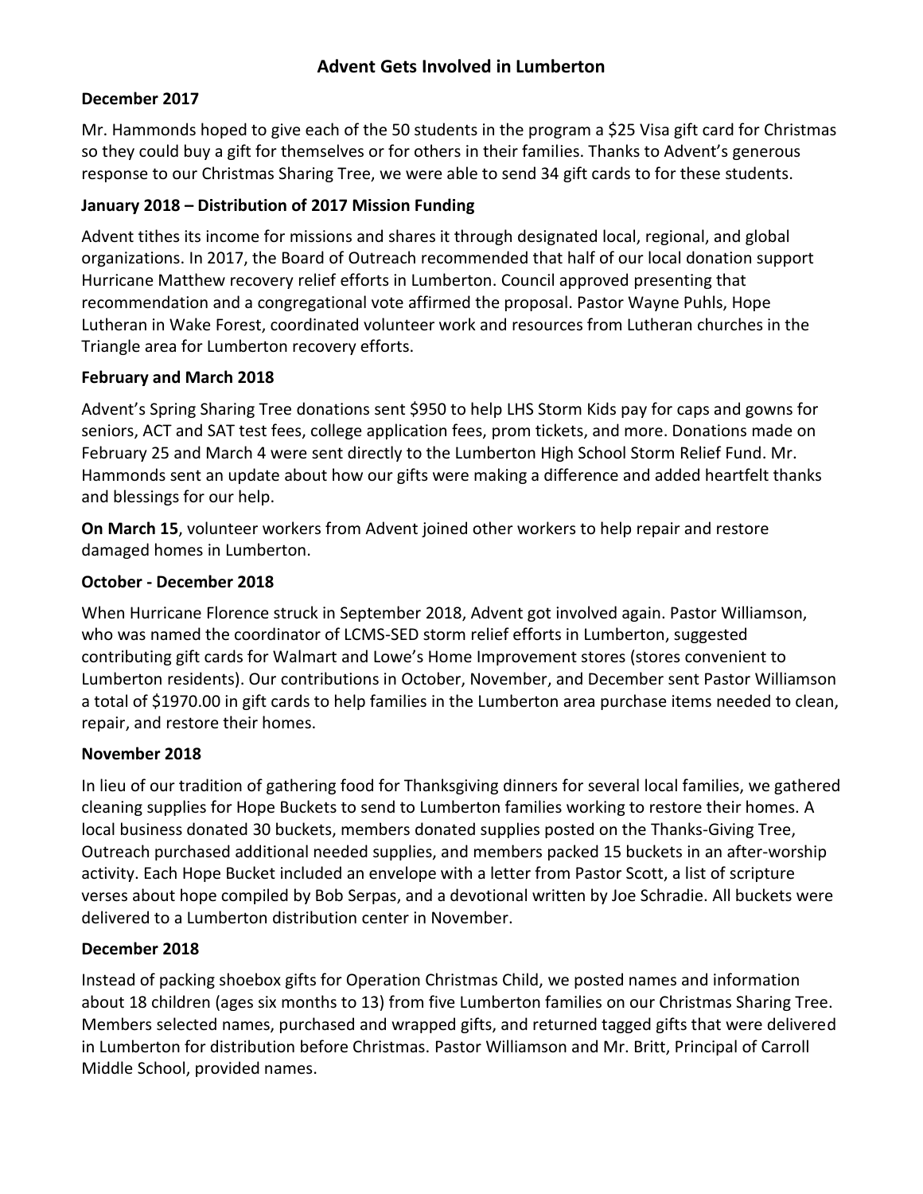# Advent Gets Involved in Lumberton

**December 2017**

Mr. Hammonds hoped to give each of the 50 students in the program a $25 Visa gift card for Christmas so they could buy a gift for themselves or for others in their families. Thanks to Advent's generous response to our Christmas Sharing Tree, we were able to send 34 gift cards to for these students.

**January 2018 – Distribution of 2017 Mission Funding**

Advent tithes its income for missions and shares it through designated local, regional, and global organizations. In 2017, the Board of Outreach recommended that half of our local donation support Hurricane Matthew recovery relief efforts in Lumberton. Council approved presenting that recommendation and a congregational vote affirmed the proposal. Pastor Wayne Puhls, Hope Lutheran in Wake Forest, coordinated volunteer work and resources from Lutheran churches in the Triangle area for Lumberton recovery efforts.

**February and March 2018**

Advent's Spring Sharing Tree donations sent $950 to help LHS Storm Kids pay for caps and gowns for seniors, ACT and SAT test fees, college application fees, prom tickets, and more. Donations made on February 25 and March 4 were sent directly to the Lumberton High School Storm Relief Fund. Mr. Hammonds sent an update about how our gifts were making a difference and added heartfelt thanks and blessings for our help.

**On March 15**, volunteer workers from Advent joined other workers to help repair and restore damaged homes in Lumberton.

**October - December 2018**

When Hurricane Florence struck in September 2018, Advent got involved again. Pastor Williamson, who was named the coordinator of LCMS-SED storm relief efforts in Lumberton, suggested contributing gift cards for Walmart and Lowe's Home Improvement stores (stores convenient to Lumberton residents). Our contributions in October, November, and December sent Pastor Williamson a total of $1970.00 in gift cards to help families in the Lumberton area purchase items needed to clean, repair, and restore their homes.

**November 2018**

In lieu of our tradition of gathering food for Thanksgiving dinners for several local families, we gathered cleaning supplies for Hope Buckets to send to Lumberton families working to restore their homes. A local business donated 30 buckets, members donated supplies posted on the Thanks-Giving Tree, Outreach purchased additional needed supplies, and members packed 15 buckets in an after-worship activity. Each Hope Bucket included an envelope with a letter from Pastor Scott, a list of scripture verses about hope compiled by Bob Serpas, and a devotional written by Joe Schradie. All buckets were delivered to a Lumberton distribution center in November.

**December 2018**

Instead of packing shoebox gifts for Operation Christmas Child, we posted names and information about 18 children (ages six months to 13) from five Lumberton families on our Christmas Sharing Tree. Members selected names, purchased and wrapped gifts, and returned tagged gifts that were delivered in Lumberton for distribution before Christmas. Pastor Williamson and Mr. Britt, Principal of Carroll Middle School, provided names.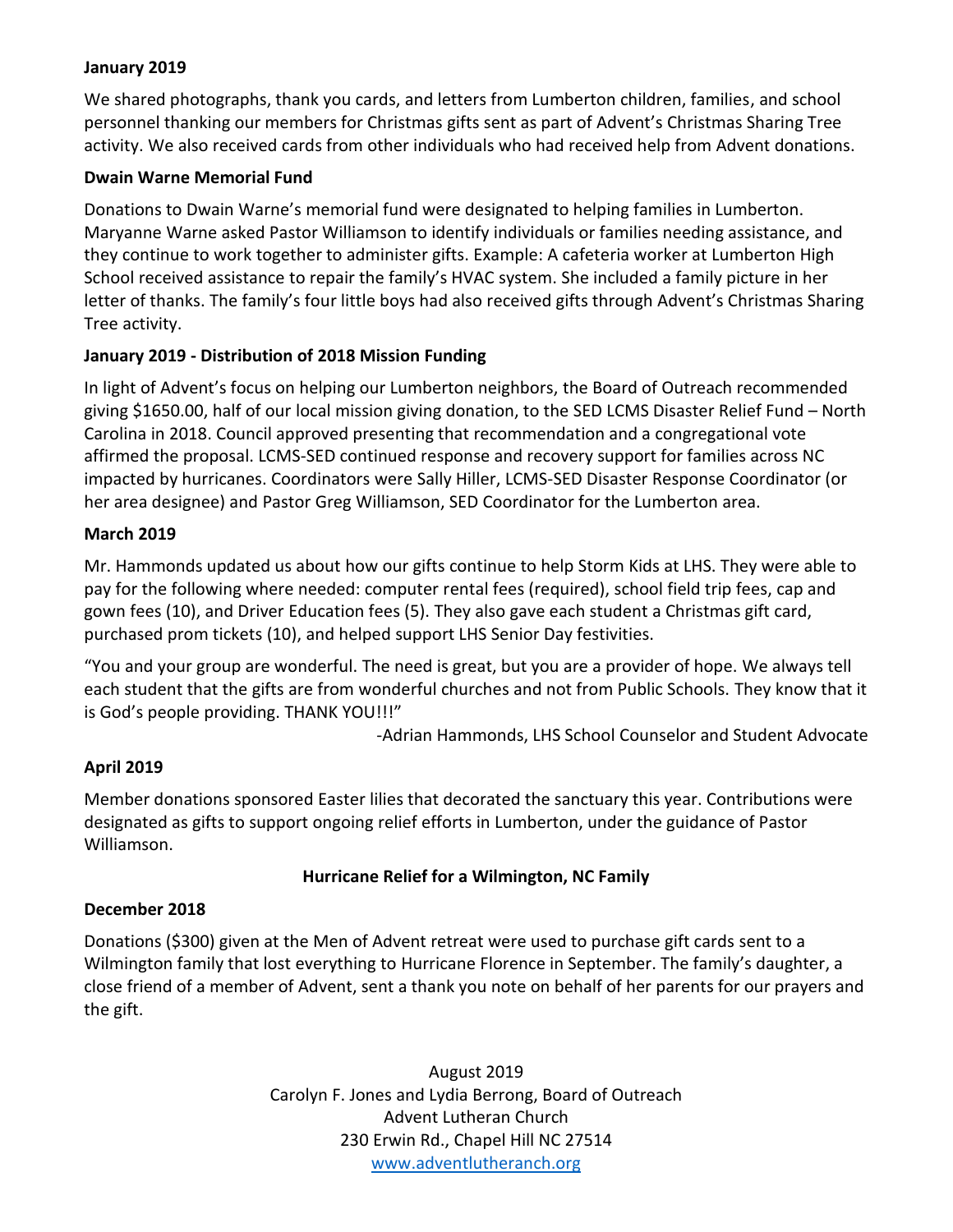**January 2019**

We shared photographs, thank you cards, and letters from Lumberton children, families, and school personnel thanking our members for Christmas gifts sent as part of Advent's Christmas Sharing Tree activity. We also received cards from other individuals who had received help from Advent donations.

**Dwain Warne Memorial Fund**

Donations to Dwain Warne's memorial fund were designated to helping families in Lumberton. Maryanne Warne asked Pastor Williamson to identify individuals or families needing assistance, and they continue to work together to administer gifts. Example: A cafeteria worker at Lumberton High School received assistance to repair the family's HVAC system. She included a family picture in her letter of thanks. The family's four little boys had also received gifts through Advent's Christmas Sharing Tree activity.

**January 2019 - Distribution of 2018 Mission Funding**

In light of Advent's focus on helping our Lumberton neighbors, the Board of Outreach recommended giving $1650.00, half of our local mission giving donation, to the SED LCMS Disaster Relief Fund – North Carolina in 2018. Council approved presenting that recommendation and a congregational vote affirmed the proposal. LCMS-SED continued response and recovery support for families across NC impacted by hurricanes. Coordinators were Sally Hiller, LCMS-SED Disaster Response Coordinator (or her area designee) and Pastor Greg Williamson, SED Coordinator for the Lumberton area.

**March 2019**

Mr. Hammonds updated us about how our gifts continue to help Storm Kids at LHS. They were able to pay for the following where needed: computer rental fees (required), school field trip fees, cap and gown fees (10), and Driver Education fees (5). They also gave each student a Christmas gift card, purchased prom tickets (10), and helped support LHS Senior Day festivities.

"You and your group are wonderful. The need is great, but you are a provider of hope. We always tell each student that the gifts are from wonderful churches and not from Public Schools. They know that it is God's people providing. THANK YOU!!!"

-Adrian Hammonds, LHS School Counselor and Student Advocate

**April 2019**

Member donations sponsored Easter lilies that decorated the sanctuary this year. Contributions were designated as gifts to support ongoing relief efforts in Lumberton, under the guidance of Pastor Williamson.

**Hurricane Relief for a Wilmington, NC Family**

**December 2018**

Donations ($300) given at the Men of Advent retreat were used to purchase gift cards sent to a Wilmington family that lost everything to Hurricane Florence in September. The family's daughter, a close friend of a member of Advent, sent a thank you note on behalf of her parents for our prayers and the gift.

August 2019
Carolyn F. Jones and Lydia Berrong, Board of Outreach
Advent Lutheran Church
230 Erwin Rd., Chapel Hill NC 27514
www.adventlutheranch.org